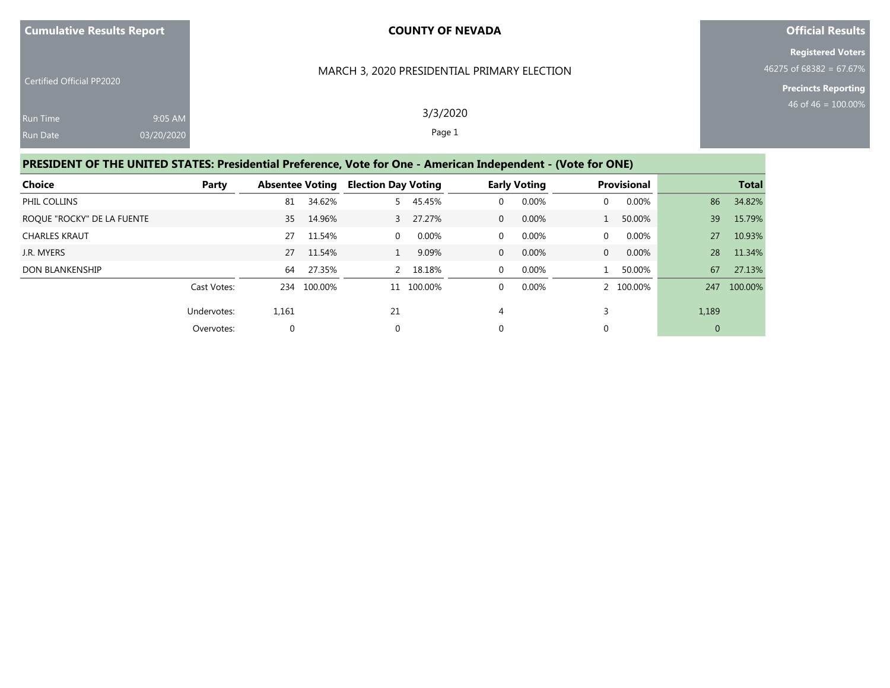**Cumulative Results Report**

Certified Official PP2020

Run Time 9:05 AM

Run Date 03/20/2020

**COUNTY OF NEVADA**

MARCH 3, 2020 PRESIDENTIAL PRIMARY ELECTION

3/3/2020

**Official Results**

**Registered Voters**

46275 of 68382 = 67.67%

**Precincts Reporting**

46 of 46 = 100.00%

## PRESIDENT OF THE UNITED STATES: Presidential Preference, Vote for One - American Independent - (Vote for ONE)

| Choice | Party | Absentee Voting | | Election Day Voting | | Early Voting | | Provisional | | Total | |
|---|---|---|---|---|---|---|---|---|---|---|---|
| PHIL COLLINS | | 81 | 34.62% | 5 | 45.45% | 0 | 0.00% | 0 | 0.00% | 86 | 34.82% |
| ROQUE "ROCKY" DE LA FUENTE | | 35 | 14.96% | 3 | 27.27% | 0 | 0.00% | 1 | 50.00% | 39 | 15.79% |
| CHARLES KRAUT | | 27 | 11.54% | 0 | 0.00% | 0 | 0.00% | 0 | 0.00% | 27 | 10.93% |
| J.R. MYERS | | 27 | 11.54% | 1 | 9.09% | 0 | 0.00% | 0 | 0.00% | 28 | 11.34% |
| DON BLANKENSHIP | | 64 | 27.35% | 2 | 18.18% | 0 | 0.00% | 1 | 50.00% | 67 | 27.13% |
| | Cast Votes: | 234 | 100.00% | 11 | 100.00% | 0 | 0.00% | 2 | 100.00% | 247 | 100.00% |
| | Undervotes: | 1,161 | | 21 | | 4 | | 3 | | 1,189 | |
| | Overvotes: | 0 | | 0 | | 0 | | 0 | | 0 | |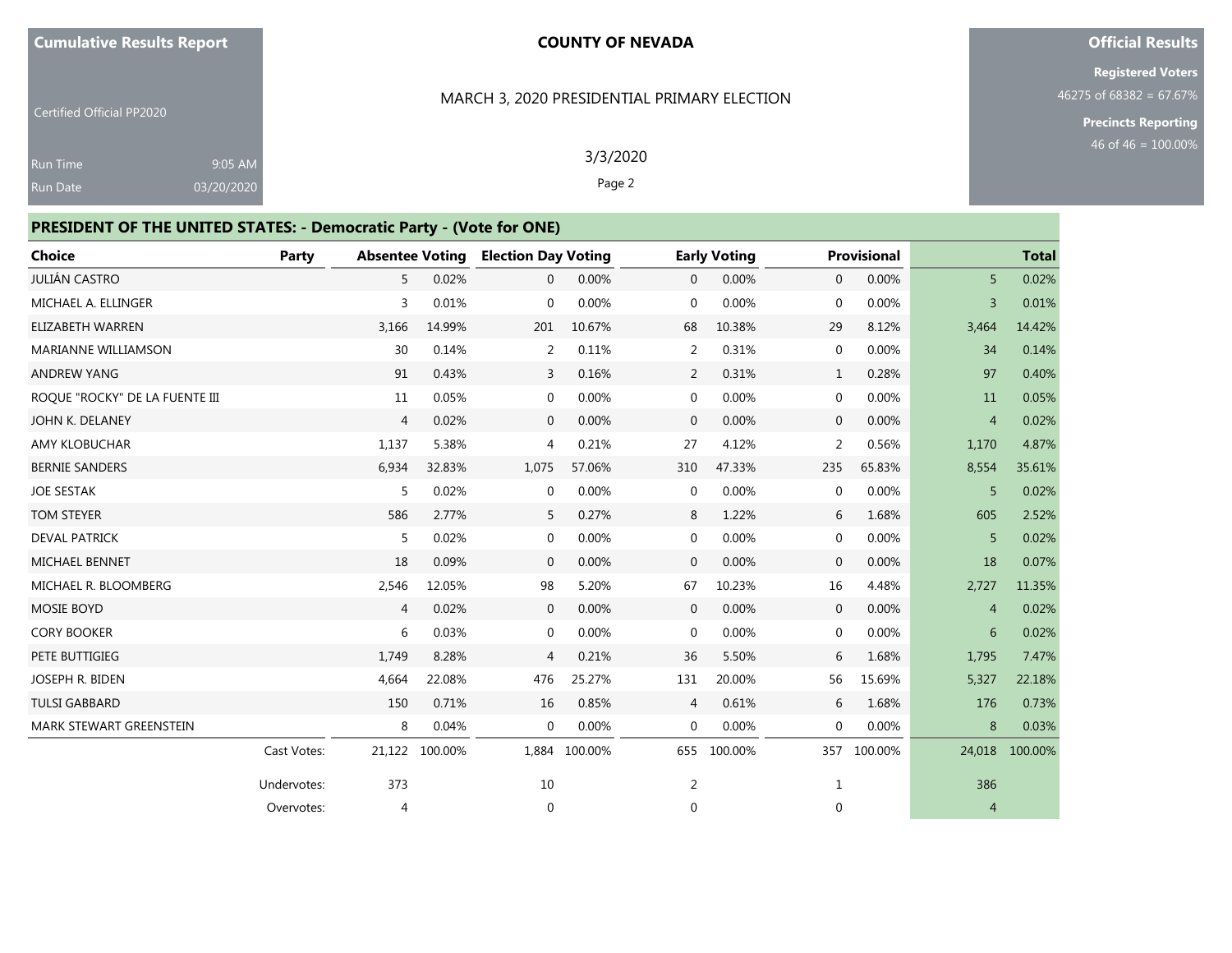**Cumulative Results Report**

Certified Official PP2020

Run Time 9:05 AM
Run Date 03/20/2020

**COUNTY OF NEVADA**

MARCH 3, 2020 PRESIDENTIAL PRIMARY ELECTION

3/3/2020

**Official Results**

**Registered Voters**
46275 of 68382 = 67.67%

**Precincts Reporting**
46 of 46 = 100.00%

## PRESIDENT OF THE UNITED STATES: - Democratic Party - (Vote for ONE)

| Choice | Party | Absentee Voting | | Election Day Voting | | Early Voting | | Provisional | | Total | |
|---|---|---|---|---|---|---|---|---|---|---|---|
| JULIÁN CASTRO | | 5 | 0.02% | 0 | 0.00% | 0 | 0.00% | 0 | 0.00% | 5 | 0.02% |
| MICHAEL A. ELLINGER | | 3 | 0.01% | 0 | 0.00% | 0 | 0.00% | 0 | 0.00% | 3 | 0.01% |
| ELIZABETH WARREN | | 3,166 | 14.99% | 201 | 10.67% | 68 | 10.38% | 29 | 8.12% | 3,464 | 14.42% |
| MARIANNE WILLIAMSON | | 30 | 0.14% | 2 | 0.11% | 2 | 0.31% | 0 | 0.00% | 34 | 0.14% |
| ANDREW YANG | | 91 | 0.43% | 3 | 0.16% | 2 | 0.31% | 1 | 0.28% | 97 | 0.40% |
| ROQUE "ROCKY" DE LA FUENTE III | | 11 | 0.05% | 0 | 0.00% | 0 | 0.00% | 0 | 0.00% | 11 | 0.05% |
| JOHN K. DELANEY | | 4 | 0.02% | 0 | 0.00% | 0 | 0.00% | 0 | 0.00% | 4 | 0.02% |
| AMY KLOBUCHAR | | 1,137 | 5.38% | 4 | 0.21% | 27 | 4.12% | 2 | 0.56% | 1,170 | 4.87% |
| BERNIE SANDERS | | 6,934 | 32.83% | 1,075 | 57.06% | 310 | 47.33% | 235 | 65.83% | 8,554 | 35.61% |
| JOE SESTAK | | 5 | 0.02% | 0 | 0.00% | 0 | 0.00% | 0 | 0.00% | 5 | 0.02% |
| TOM STEYER | | 586 | 2.77% | 5 | 0.27% | 8 | 1.22% | 6 | 1.68% | 605 | 2.52% |
| DEVAL PATRICK | | 5 | 0.02% | 0 | 0.00% | 0 | 0.00% | 0 | 0.00% | 5 | 0.02% |
| MICHAEL BENNET | | 18 | 0.09% | 0 | 0.00% | 0 | 0.00% | 0 | 0.00% | 18 | 0.07% |
| MICHAEL R. BLOOMBERG | | 2,546 | 12.05% | 98 | 5.20% | 67 | 10.23% | 16 | 4.48% | 2,727 | 11.35% |
| MOSIE BOYD | | 4 | 0.02% | 0 | 0.00% | 0 | 0.00% | 0 | 0.00% | 4 | 0.02% |
| CORY BOOKER | | 6 | 0.03% | 0 | 0.00% | 0 | 0.00% | 0 | 0.00% | 6 | 0.02% |
| PETE BUTTIGIEG | | 1,749 | 8.28% | 4 | 0.21% | 36 | 5.50% | 6 | 1.68% | 1,795 | 7.47% |
| JOSEPH R. BIDEN | | 4,664 | 22.08% | 476 | 25.27% | 131 | 20.00% | 56 | 15.69% | 5,327 | 22.18% |
| TULSI GABBARD | | 150 | 0.71% | 16 | 0.85% | 4 | 0.61% | 6 | 1.68% | 176 | 0.73% |
| MARK STEWART GREENSTEIN | | 8 | 0.04% | 0 | 0.00% | 0 | 0.00% | 0 | 0.00% | 8 | 0.03% |
| | Cast Votes: | 21,122 | 100.00% | 1,884 | 100.00% | 655 | 100.00% | 357 | 100.00% | 24,018 | 100.00% |
| | Undervotes: | 373 | | 10 | | 2 | | 1 | | 386 | |
| | Overvotes: | 4 | | 0 | | 0 | | 0 | | 4 | |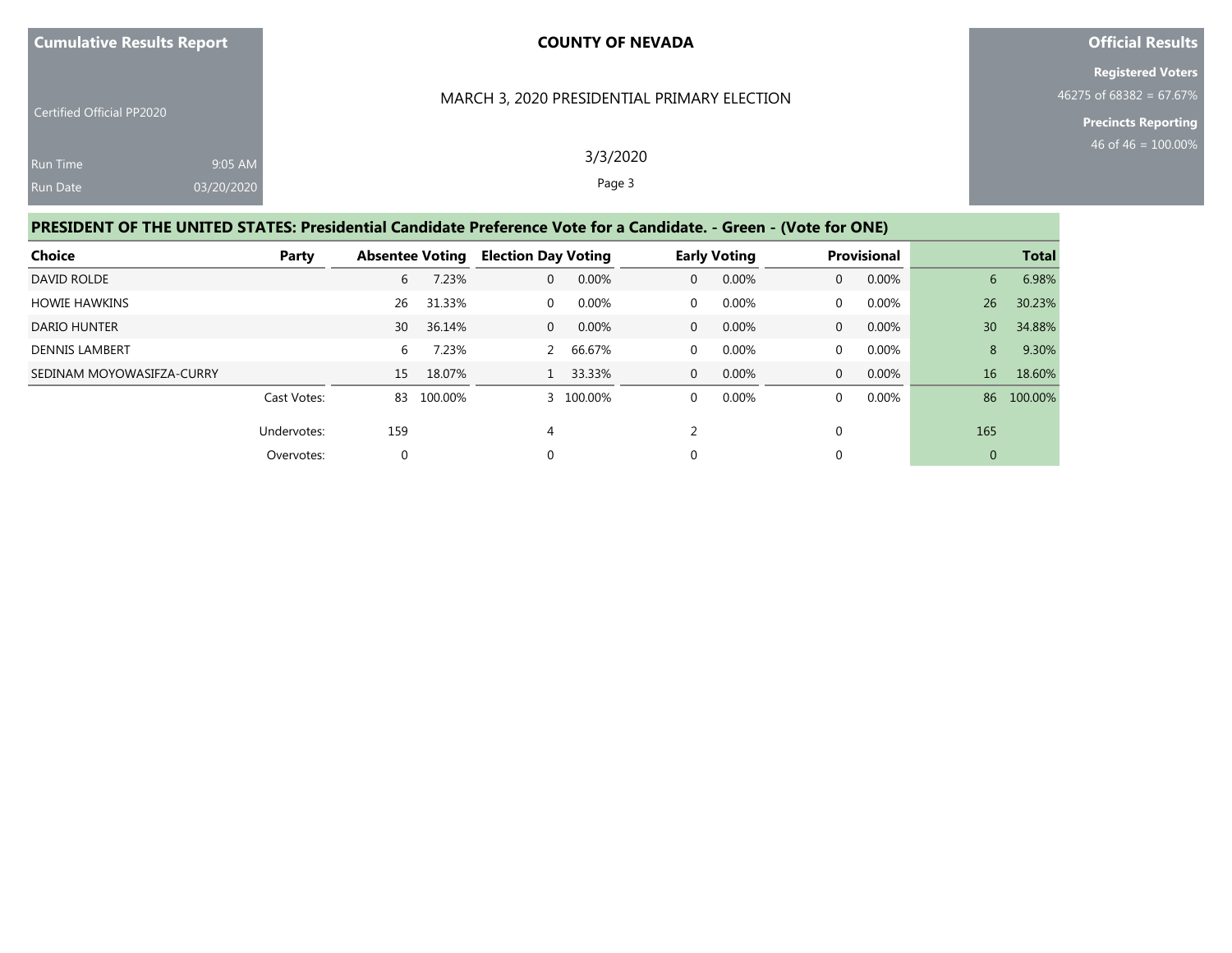**Cumulative Results Report**

Certified Official PP2020

Run Time 9:05 AM

Run Date 03/20/2020

**COUNTY OF NEVADA**

MARCH 3, 2020 PRESIDENTIAL PRIMARY ELECTION

3/3/2020

**Official Results**

**Registered Voters**

46275 of 68382 = 67.67%

**Precincts Reporting**

46 of 46 = 100.00%

## PRESIDENT OF THE UNITED STATES: Presidential Candidate Preference Vote for a Candidate. - Green - (Vote for ONE)

| Choice | Party | Absentee Voting | | Election Day Voting | | Early Voting | | Provisional | | Total | |
|---|---|---|---|---|---|---|---|---|---|---|---|
| DAVID ROLDE | | 6 | 7.23% | 0 | 0.00% | 0 | 0.00% | 0 | 0.00% | 6 | 6.98% |
| HOWIE HAWKINS | | 26 | 31.33% | 0 | 0.00% | 0 | 0.00% | 0 | 0.00% | 26 | 30.23% |
| DARIO HUNTER | | 30 | 36.14% | 0 | 0.00% | 0 | 0.00% | 0 | 0.00% | 30 | 34.88% |
| DENNIS LAMBERT | | 6 | 7.23% | 2 | 66.67% | 0 | 0.00% | 0 | 0.00% | 8 | 9.30% |
| SEDINAM MOYOWASIFZA-CURRY | | 15 | 18.07% | 1 | 33.33% | 0 | 0.00% | 0 | 0.00% | 16 | 18.60% |
| | Cast Votes: | 83 | 100.00% | 3 | 100.00% | 0 | 0.00% | 0 | 0.00% | 86 | 100.00% |
| | Undervotes: | 159 | | 4 | | 2 | | 0 | | 165 | |
| | Overvotes: | 0 | | 0 | | 0 | | 0 | | 0 | |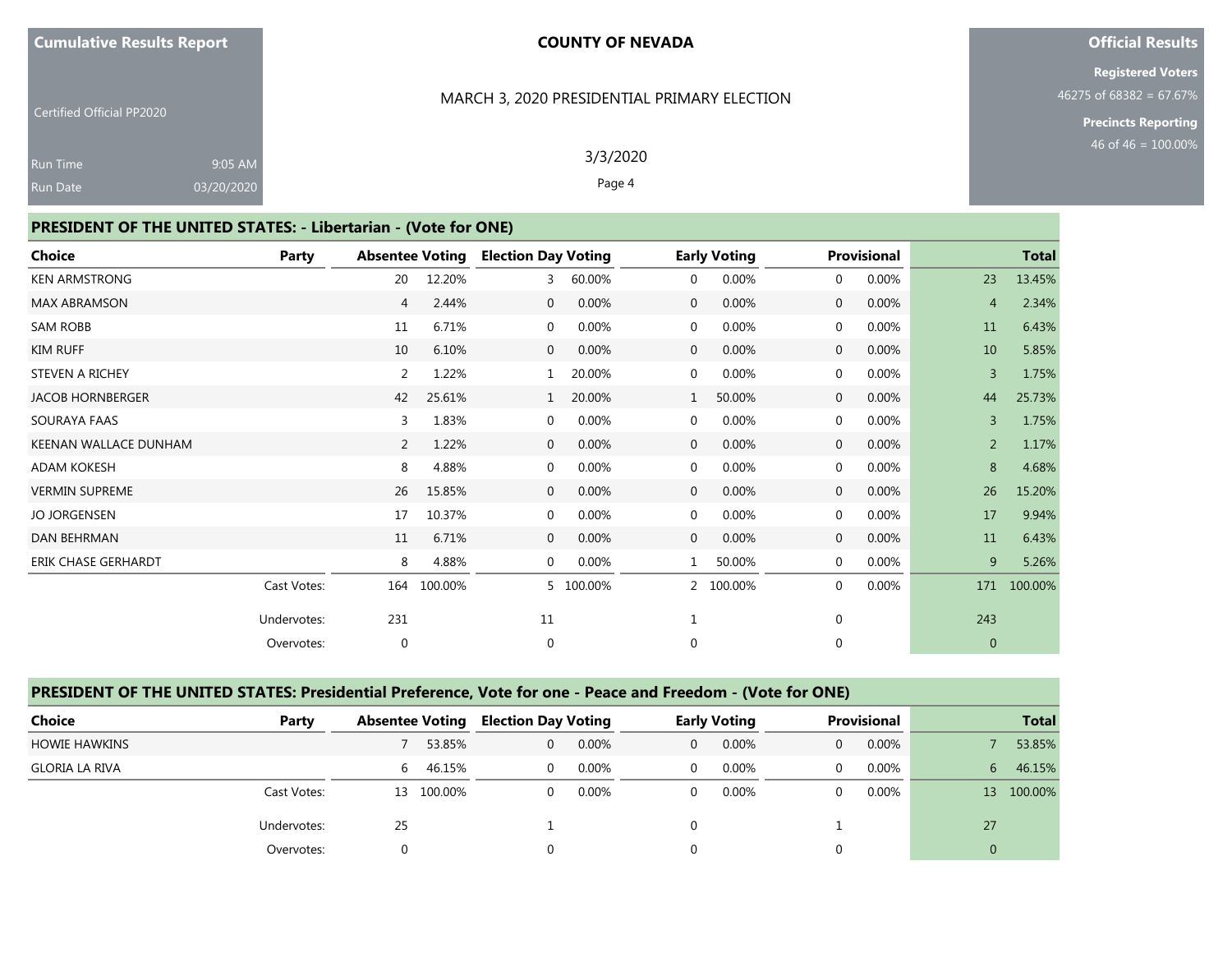**Cumulative Results Report**

Certified Official PP2020

Run Time 9:05 AM
Run Date 03/20/2020

**COUNTY OF NEVADA**

MARCH 3, 2020 PRESIDENTIAL PRIMARY ELECTION

3/3/2020

**Official Results**

**Registered Voters**
46275 of 68382 = 67.67%

**Precincts Reporting**
46 of 46 = 100.00%

## PRESIDENT OF THE UNITED STATES: - Libertarian - (Vote for ONE)

| Choice | Party | Absentee Voting | | Election Day Voting | | Early Voting | | Provisional | | Total | |
|---|---|---|---|---|---|---|---|---|---|---|---|
| KEN ARMSTRONG | | 20 | 12.20% | 3 | 60.00% | 0 | 0.00% | 0 | 0.00% | 23 | 13.45% |
| MAX ABRAMSON | | 4 | 2.44% | 0 | 0.00% | 0 | 0.00% | 0 | 0.00% | 4 | 2.34% |
| SAM ROBB | | 11 | 6.71% | 0 | 0.00% | 0 | 0.00% | 0 | 0.00% | 11 | 6.43% |
| KIM RUFF | | 10 | 6.10% | 0 | 0.00% | 0 | 0.00% | 0 | 0.00% | 10 | 5.85% |
| STEVEN A RICHEY | | 2 | 1.22% | 1 | 20.00% | 0 | 0.00% | 0 | 0.00% | 3 | 1.75% |
| JACOB HORNBERGER | | 42 | 25.61% | 1 | 20.00% | 1 | 50.00% | 0 | 0.00% | 44 | 25.73% |
| SOURAYA FAAS | | 3 | 1.83% | 0 | 0.00% | 0 | 0.00% | 0 | 0.00% | 3 | 1.75% |
| KEENAN WALLACE DUNHAM | | 2 | 1.22% | 0 | 0.00% | 0 | 0.00% | 0 | 0.00% | 2 | 1.17% |
| ADAM KOKESH | | 8 | 4.88% | 0 | 0.00% | 0 | 0.00% | 0 | 0.00% | 8 | 4.68% |
| VERMIN SUPREME | | 26 | 15.85% | 0 | 0.00% | 0 | 0.00% | 0 | 0.00% | 26 | 15.20% |
| JO JORGENSEN | | 17 | 10.37% | 0 | 0.00% | 0 | 0.00% | 0 | 0.00% | 17 | 9.94% |
| DAN BEHRMAN | | 11 | 6.71% | 0 | 0.00% | 0 | 0.00% | 0 | 0.00% | 11 | 6.43% |
| ERIK CHASE GERHARDT | | 8 | 4.88% | 0 | 0.00% | 1 | 50.00% | 0 | 0.00% | 9 | 5.26% |
| | Cast Votes: | 164 | 100.00% | 5 | 100.00% | 2 | 100.00% | 0 | 0.00% | 171 | 100.00% |
| | Undervotes: | 231 | | 11 | | 1 | | 0 | | 243 | |
| | Overvotes: | 0 | | 0 | | 0 | | 0 | | 0 | |

## PRESIDENT OF THE UNITED STATES: Presidential Preference, Vote for one - Peace and Freedom - (Vote for ONE)

| Choice | Party | Absentee Voting | | Election Day Voting | | Early Voting | | Provisional | | Total | |
|---|---|---|---|---|---|---|---|---|---|---|---|
| HOWIE HAWKINS | | 7 | 53.85% | 0 | 0.00% | 0 | 0.00% | 0 | 0.00% | 7 | 53.85% |
| GLORIA LA RIVA | | 6 | 46.15% | 0 | 0.00% | 0 | 0.00% | 0 | 0.00% | 6 | 46.15% |
| | Cast Votes: | 13 | 100.00% | 0 | 0.00% | 0 | 0.00% | 0 | 0.00% | 13 | 100.00% |
| | Undervotes: | 25 | | 1 | | 0 | | 1 | | 27 | |
| | Overvotes: | 0 | | 0 | | 0 | | 0 | | 0 | |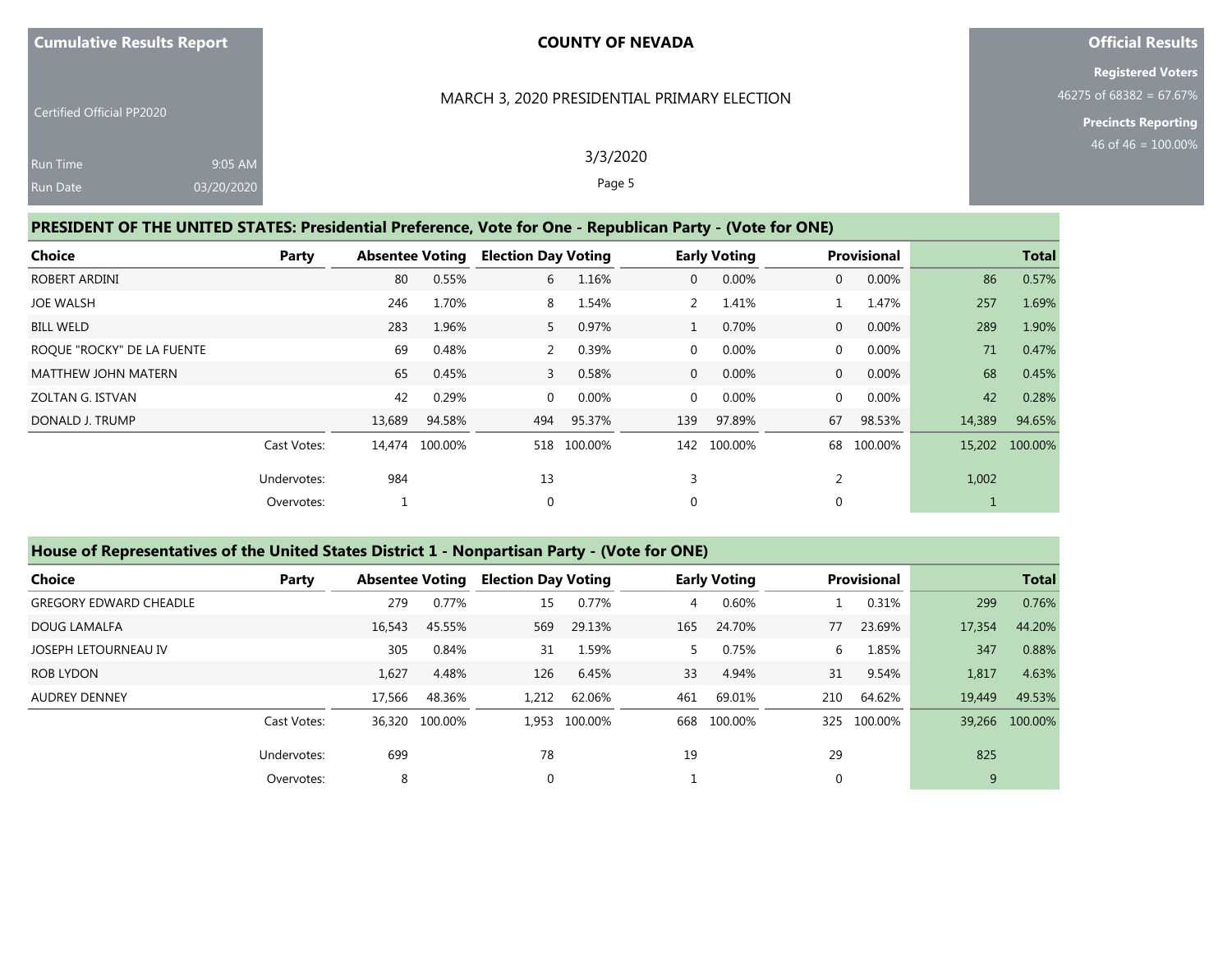## PRESIDENT OF THE UNITED STATES: Presidential Preference, Vote for One - Republican Party - (Vote for ONE)

| Choice | Party | Absentee Voting | | Election Day Voting | | Early Voting | | Provisional | | Total | |
|---|---|---|---|---|---|---|---|---|---|---|---|
| ROBERT ARDINI | | 80 | 0.55% | 6 | 1.16% | 0 | 0.00% | 0 | 0.00% | 86 | 0.57% |
| JOE WALSH | | 246 | 1.70% | 8 | 1.54% | 2 | 1.41% | 1 | 1.47% | 257 | 1.69% |
| BILL WELD | | 283 | 1.96% | 5 | 0.97% | 1 | 0.70% | 0 | 0.00% | 289 | 1.90% |
| ROQUE "ROCKY" DE LA FUENTE | | 69 | 0.48% | 2 | 0.39% | 0 | 0.00% | 0 | 0.00% | 71 | 0.47% |
| MATTHEW JOHN MATERN | | 65 | 0.45% | 3 | 0.58% | 0 | 0.00% | 0 | 0.00% | 68 | 0.45% |
| ZOLTAN G. ISTVAN | | 42 | 0.29% | 0 | 0.00% | 0 | 0.00% | 0 | 0.00% | 42 | 0.28% |
| DONALD J. TRUMP | | 13,689 | 94.58% | 494 | 95.37% | 139 | 97.89% | 67 | 98.53% | 14,389 | 94.65% |
| | Cast Votes: | 14,474 | 100.00% | 518 | 100.00% | 142 | 100.00% | 68 | 100.00% | 15,202 | 100.00% |
| | Undervotes: | 984 | | 13 | | 3 | | 2 | | 1,002 | |
| | Overvotes: | 1 | | 0 | | 0 | | 0 | | 1 | |

## House of Representatives of the United States District 1 - Nonpartisan Party - (Vote for ONE)

| Choice | Party | Absentee Voting | | Election Day Voting | | Early Voting | | Provisional | | Total | |
|---|---|---|---|---|---|---|---|---|---|---|---|
| GREGORY EDWARD CHEADLE | | 279 | 0.77% | 15 | 0.77% | 4 | 0.60% | 1 | 0.31% | 299 | 0.76% |
| DOUG LAMALFA | | 16,543 | 45.55% | 569 | 29.13% | 165 | 24.70% | 77 | 23.69% | 17,354 | 44.20% |
| JOSEPH LETOURNEAU IV | | 305 | 0.84% | 31 | 1.59% | 5 | 0.75% | 6 | 1.85% | 347 | 0.88% |
| ROB LYDON | | 1,627 | 4.48% | 126 | 6.45% | 33 | 4.94% | 31 | 9.54% | 1,817 | 4.63% |
| AUDREY DENNEY | | 17,566 | 48.36% | 1,212 | 62.06% | 461 | 69.01% | 210 | 64.62% | 19,449 | 49.53% |
| | Cast Votes: | 36,320 | 100.00% | 1,953 | 100.00% | 668 | 100.00% | 325 | 100.00% | 39,266 | 100.00% |
| | Undervotes: | 699 | | 78 | | 19 | | 29 | | 825 | |
| | Overvotes: | 8 | | 0 | | 1 | | 0 | | 9 | |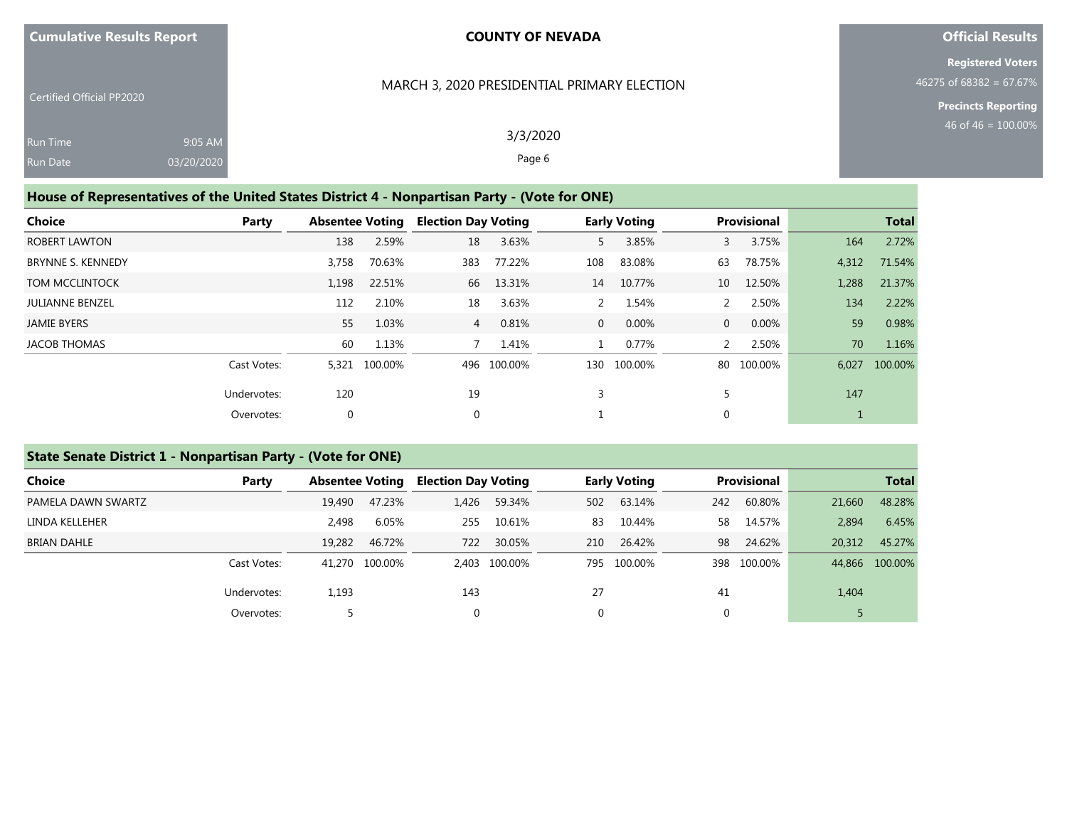**Cumulative Results Report**

Certified Official PP2020

Run Time 9:05 AM

Run Date 03/20/2020

**COUNTY OF NEVADA**

MARCH 3, 2020 PRESIDENTIAL PRIMARY ELECTION

3/3/2020

**Official Results**

**Registered Voters**

46275 of 68382 = 67.67%

**Precincts Reporting**

46 of 46 = 100.00%

## House of Representatives of the United States District 4 - Nonpartisan Party - (Vote for ONE)

| Choice | Party | Absentee Voting | | Election Day Voting | | Early Voting | | Provisional | | Total | |
|---|---|---|---|---|---|---|---|---|---|---|---|
| ROBERT LAWTON | | 138 | 2.59% | 18 | 3.63% | 5 | 3.85% | 3 | 3.75% | 164 | 2.72% |
| BRYNNE S. KENNEDY | | 3,758 | 70.63% | 383 | 77.22% | 108 | 83.08% | 63 | 78.75% | 4,312 | 71.54% |
| TOM MCCLINTOCK | | 1,198 | 22.51% | 66 | 13.31% | 14 | 10.77% | 10 | 12.50% | 1,288 | 21.37% |
| JULIANNE BENZEL | | 112 | 2.10% | 18 | 3.63% | 2 | 1.54% | 2 | 2.50% | 134 | 2.22% |
| JAMIE BYERS | | 55 | 1.03% | 4 | 0.81% | 0 | 0.00% | 0 | 0.00% | 59 | 0.98% |
| JACOB THOMAS | | 60 | 1.13% | 7 | 1.41% | 1 | 0.77% | 2 | 2.50% | 70 | 1.16% |
| | Cast Votes: | 5,321 | 100.00% | 496 | 100.00% | 130 | 100.00% | 80 | 100.00% | 6,027 | 100.00% |
| | Undervotes: | 120 | | 19 | | 3 | | 5 | | 147 | |
| | Overvotes: | 0 | | 0 | | 1 | | 0 | | 1 | |

## State Senate District 1 - Nonpartisan Party - (Vote for ONE)

| Choice | Party | Absentee Voting | | Election Day Voting | | Early Voting | | Provisional | | Total | |
|---|---|---|---|---|---|---|---|---|---|---|---|
| PAMELA DAWN SWARTZ | | 19,490 | 47.23% | 1,426 | 59.34% | 502 | 63.14% | 242 | 60.80% | 21,660 | 48.28% |
| LINDA KELLEHER | | 2,498 | 6.05% | 255 | 10.61% | 83 | 10.44% | 58 | 14.57% | 2,894 | 6.45% |
| BRIAN DAHLE | | 19,282 | 46.72% | 722 | 30.05% | 210 | 26.42% | 98 | 24.62% | 20,312 | 45.27% |
| | Cast Votes: | 41,270 | 100.00% | 2,403 | 100.00% | 795 | 100.00% | 398 | 100.00% | 44,866 | 100.00% |
| | Undervotes: | 1,193 | | 143 | | 27 | | 41 | | 1,404 | |
| | Overvotes: | 5 | | 0 | | 0 | | 0 | | 5 | |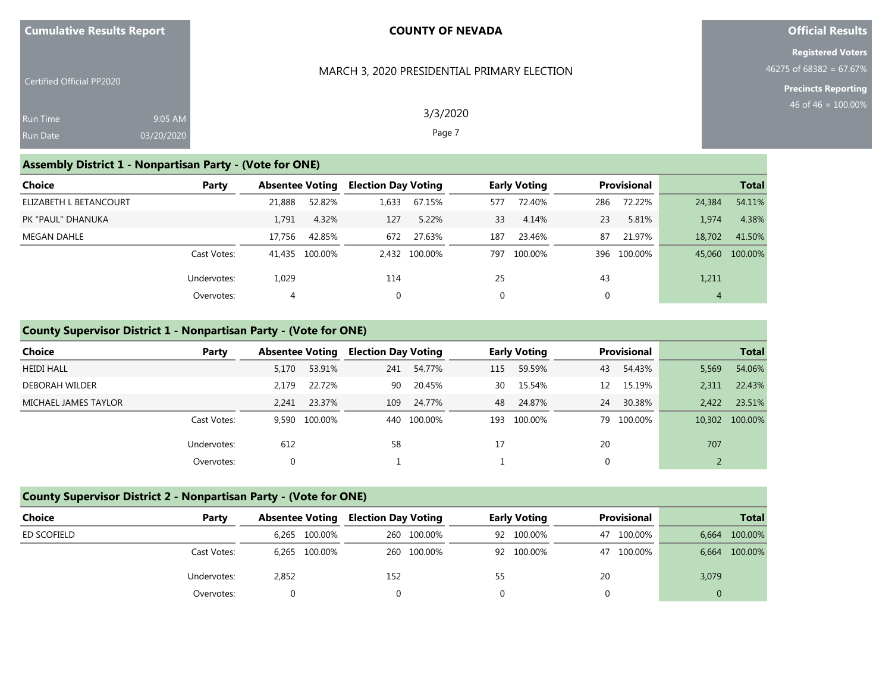**Cumulative Results Report**

Certified Official PP2020

Run Time 9:05 AM
Run Date 03/20/2020

**COUNTY OF NEVADA**

MARCH 3, 2020 PRESIDENTIAL PRIMARY ELECTION

3/3/2020

**Official Results**

**Registered Voters**
46275 of 68382 = 67.67%

**Precincts Reporting**
46 of 46 = 100.00%

## Assembly District 1 - Nonpartisan Party - (Vote for ONE)

| Choice | Party | Absentee Voting | | Election Day Voting | | Early Voting | | Provisional | | Total | |
|---|---|---|---|---|---|---|---|---|---|---|---|
| ELIZABETH L BETANCOURT | | 21,888 | 52.82% | 1,633 | 67.15% | 577 | 72.40% | 286 | 72.22% | 24,384 | 54.11% |
| PK "PAUL" DHANUKA | | 1,791 | 4.32% | 127 | 5.22% | 33 | 4.14% | 23 | 5.81% | 1,974 | 4.38% |
| MEGAN DAHLE | | 17,756 | 42.85% | 672 | 27.63% | 187 | 23.46% | 87 | 21.97% | 18,702 | 41.50% |
| | Cast Votes: | 41,435 | 100.00% | 2,432 | 100.00% | 797 | 100.00% | 396 | 100.00% | 45,060 | 100.00% |
| | Undervotes: | 1,029 | | 114 | | 25 | | 43 | | 1,211 | |
| | Overvotes: | 4 | | 0 | | 0 | | 0 | | 4 | |

## County Supervisor District 1 - Nonpartisan Party - (Vote for ONE)

| Choice | Party | Absentee Voting | | Election Day Voting | | Early Voting | | Provisional | | Total | |
|---|---|---|---|---|---|---|---|---|---|---|---|
| HEIDI HALL | | 5,170 | 53.91% | 241 | 54.77% | 115 | 59.59% | 43 | 54.43% | 5,569 | 54.06% |
| DEBORAH WILDER | | 2,179 | 22.72% | 90 | 20.45% | 30 | 15.54% | 12 | 15.19% | 2,311 | 22.43% |
| MICHAEL JAMES TAYLOR | | 2,241 | 23.37% | 109 | 24.77% | 48 | 24.87% | 24 | 30.38% | 2,422 | 23.51% |
| | Cast Votes: | 9,590 | 100.00% | 440 | 100.00% | 193 | 100.00% | 79 | 100.00% | 10,302 | 100.00% |
| | Undervotes: | 612 | | 58 | | 17 | | 20 | | 707 | |
| | Overvotes: | 0 | | 1 | | 1 | | 0 | | 2 | |

## County Supervisor District 2 - Nonpartisan Party - (Vote for ONE)

| Choice | Party | Absentee Voting | | Election Day Voting | | Early Voting | | Provisional | | Total | |
|---|---|---|---|---|---|---|---|---|---|---|---|
| ED SCOFIELD | | 6,265 | 100.00% | 260 | 100.00% | 92 | 100.00% | 47 | 100.00% | 6,664 | 100.00% |
| | Cast Votes: | 6,265 | 100.00% | 260 | 100.00% | 92 | 100.00% | 47 | 100.00% | 6,664 | 100.00% |
| | Undervotes: | 2,852 | | 152 | | 55 | | 20 | | 3,079 | |
| | Overvotes: | 0 | | 0 | | 0 | | 0 | | 0 | |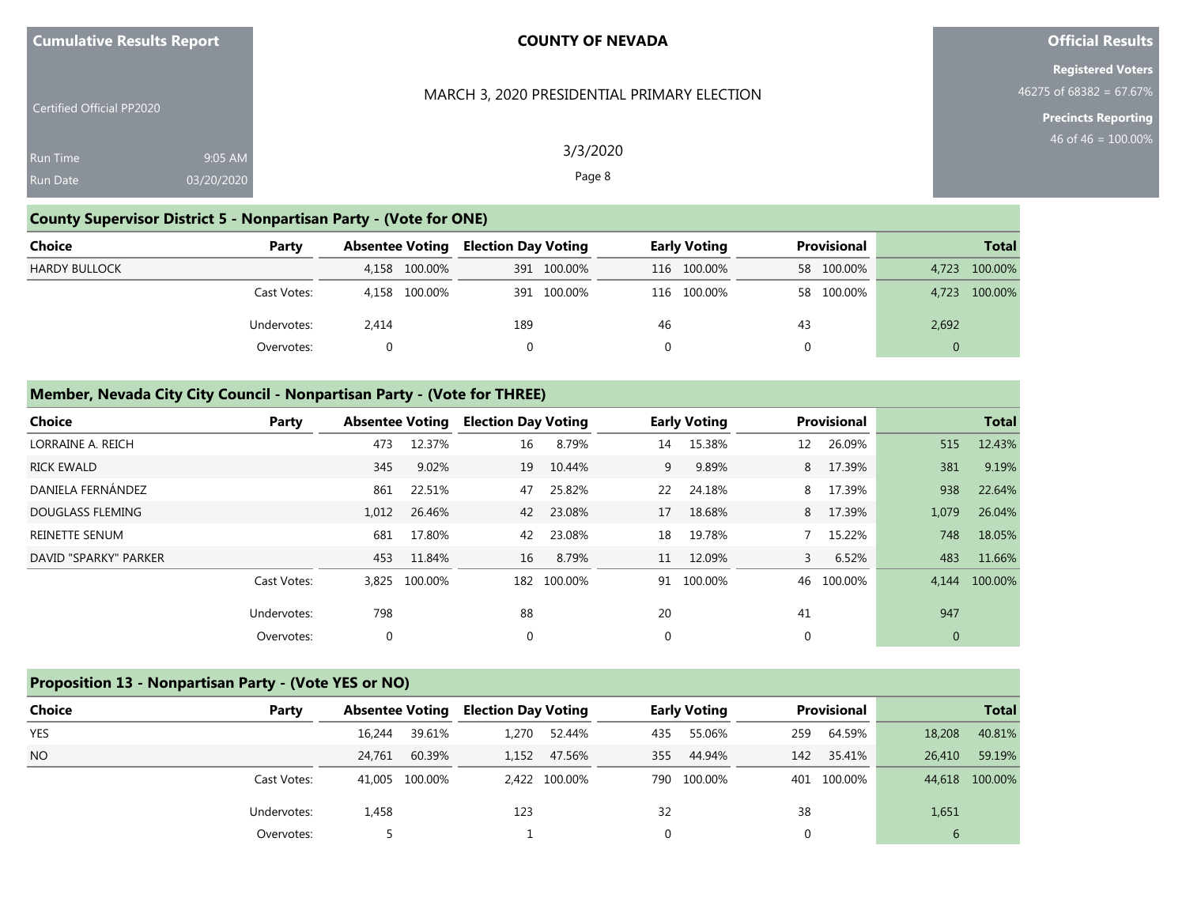## County Supervisor District 5 - Nonpartisan Party - (Vote for ONE)

| Choice | Party | Absentee Voting | | Election Day Voting | | Early Voting | | Provisional | | Total | |
|---|---|---|---|---|---|---|---|---|---|---|---|
| HARDY BULLOCK | | 4,158 | 100.00% | 391 | 100.00% | 116 | 100.00% | 58 | 100.00% | 4,723 | 100.00% |
| | Cast Votes: | 4,158 | 100.00% | 391 | 100.00% | 116 | 100.00% | 58 | 100.00% | 4,723 | 100.00% |
| | Undervotes: | 2,414 | | 189 | | 46 | | 43 | | 2,692 | |
| | Overvotes: | 0 | | 0 | | 0 | | 0 | | 0 | |

## Member, Nevada City City Council - Nonpartisan Party - (Vote for THREE)

| Choice | Party | Absentee Voting | | Election Day Voting | | Early Voting | | Provisional | | Total | |
|---|---|---|---|---|---|---|---|---|---|---|---|
| LORRAINE A. REICH | | 473 | 12.37% | 16 | 8.79% | 14 | 15.38% | 12 | 26.09% | 515 | 12.43% |
| RICK EWALD | | 345 | 9.02% | 19 | 10.44% | 9 | 9.89% | 8 | 17.39% | 381 | 9.19% |
| DANIELA FERNÁNDEZ | | 861 | 22.51% | 47 | 25.82% | 22 | 24.18% | 8 | 17.39% | 938 | 22.64% |
| DOUGLASS FLEMING | | 1,012 | 26.46% | 42 | 23.08% | 17 | 18.68% | 8 | 17.39% | 1,079 | 26.04% |
| REINETTE SENUM | | 681 | 17.80% | 42 | 23.08% | 18 | 19.78% | 7 | 15.22% | 748 | 18.05% |
| DAVID "SPARKY" PARKER | | 453 | 11.84% | 16 | 8.79% | 11 | 12.09% | 3 | 6.52% | 483 | 11.66% |
| | Cast Votes: | 3,825 | 100.00% | 182 | 100.00% | 91 | 100.00% | 46 | 100.00% | 4,144 | 100.00% |
| | Undervotes: | 798 | | 88 | | 20 | | 41 | | 947 | |
| | Overvotes: | 0 | | 0 | | 0 | | 0 | | 0 | |

## Proposition 13 - Nonpartisan Party - (Vote YES or NO)

| Choice | Party | Absentee Voting | | Election Day Voting | | Early Voting | | Provisional | | Total | |
|---|---|---|---|---|---|---|---|---|---|---|---|
| YES | | 16,244 | 39.61% | 1,270 | 52.44% | 435 | 55.06% | 259 | 64.59% | 18,208 | 40.81% |
| NO | | 24,761 | 60.39% | 1,152 | 47.56% | 355 | 44.94% | 142 | 35.41% | 26,410 | 59.19% |
| | Cast Votes: | 41,005 | 100.00% | 2,422 | 100.00% | 790 | 100.00% | 401 | 100.00% | 44,618 | 100.00% |
| | Undervotes: | 1,458 | | 123 | | 32 | | 38 | | 1,651 | |
| | Overvotes: | 5 | | 1 | | 0 | | 0 | | 6 | |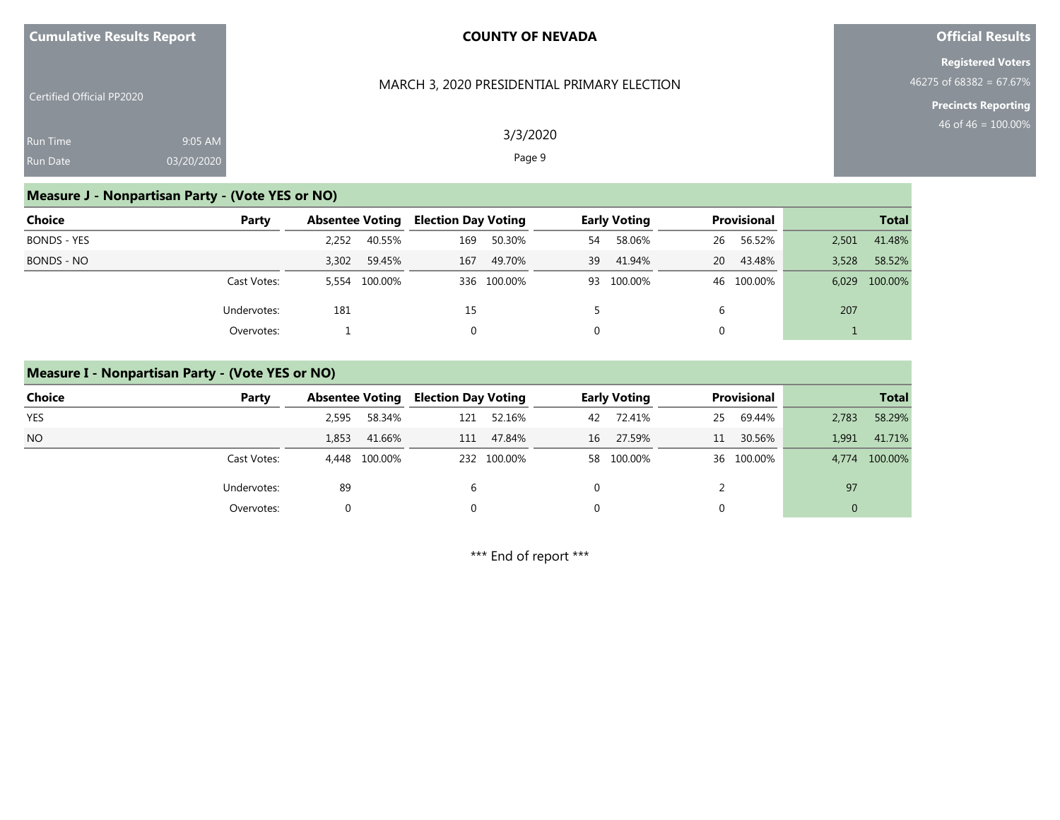Cumulative Results Report

Certified Official PP2020

Run Time 9:05 AM

Run Date 03/20/2020

**COUNTY OF NEVADA**

MARCH 3, 2020 PRESIDENTIAL PRIMARY ELECTION

3/3/2020

**Official Results**

**Registered Voters**

46275 of 68382 = 67.67%

**Precincts Reporting**

46 of 46 = 100.00%

## Measure J - Nonpartisan Party - (Vote YES or NO)

| Choice | Party | Absentee Voting | | Election Day Voting | | Early Voting | | Provisional | | Total | |
|---|---|---|---|---|---|---|---|---|---|---|---|
| BONDS - YES | | 2,252 | 40.55% | 169 | 50.30% | 54 | 58.06% | 26 | 56.52% | 2,501 | 41.48% |
| BONDS - NO | | 3,302 | 59.45% | 167 | 49.70% | 39 | 41.94% | 20 | 43.48% | 3,528 | 58.52% |
| | Cast Votes: | 5,554 | 100.00% | 336 | 100.00% | 93 | 100.00% | 46 | 100.00% | 6,029 | 100.00% |
| | Undervotes: | 181 | | 15 | | 5 | | 6 | | 207 | |
| | Overvotes: | 1 | | 0 | | 0 | | 0 | | 1 | |

## Measure I - Nonpartisan Party - (Vote YES or NO)

| Choice | Party | Absentee Voting | | Election Day Voting | | Early Voting | | Provisional | | Total | |
|---|---|---|---|---|---|---|---|---|---|---|---|
| YES | | 2,595 | 58.34% | 121 | 52.16% | 42 | 72.41% | 25 | 69.44% | 2,783 | 58.29% |
| NO | | 1,853 | 41.66% | 111 | 47.84% | 16 | 27.59% | 11 | 30.56% | 1,991 | 41.71% |
| | Cast Votes: | 4,448 | 100.00% | 232 | 100.00% | 58 | 100.00% | 36 | 100.00% | 4,774 | 100.00% |
| | Undervotes: | 89 | | 6 | | 0 | | 2 | | 97 | |
| | Overvotes: | 0 | | 0 | | 0 | | 0 | | 0 | |

*** End of report ***